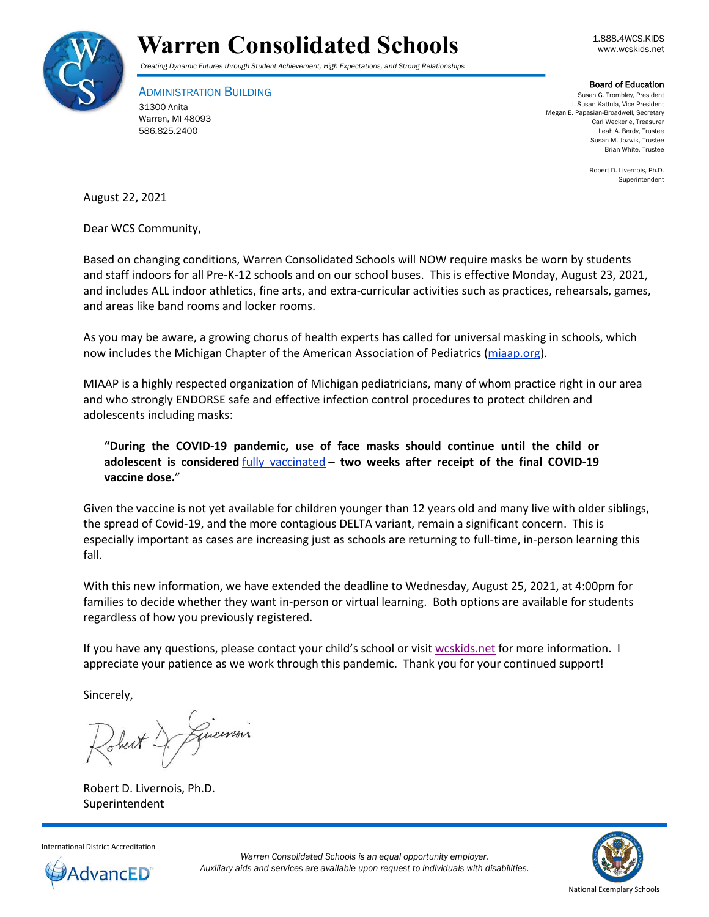# Warren Consolidated Schools

*Creating Dynamic Futures through Student Achievement, High Expectations, and Strong Relationships*

1.888.4WCS.KIDS
www.wcskids.net

ADMINISTRATION BUILDING
31300 Anita
Warren, MI 48093
586.825.2400

**Board of Education**
Susan G. Trombley, President
I. Susan Kattula, Vice President
Megan E. Papasian-Broadwell, Secretary
Carl Weckerle, Treasurer
Leah A. Berdy, Trustee
Susan M. Jozwik, Trustee
Brian White, Trustee

Robert D. Livernois, Ph.D.
Superintendent

August 22, 2021

Dear WCS Community,

Based on changing conditions, Warren Consolidated Schools will NOW require masks be worn by students and staff indoors for all Pre-K-12 schools and on our school buses. This is effective Monday, August 23, 2021, and includes ALL indoor athletics, fine arts, and extra-curricular activities such as practices, rehearsals, games, and areas like band rooms and locker rooms.

As you may be aware, a growing chorus of health experts has called for universal masking in schools, which now includes the Michigan Chapter of the American Association of Pediatrics (miaap.org).

MIAAP is a highly respected organization of Michigan pediatricians, many of whom practice right in our area and who strongly ENDORSE safe and effective infection control procedures to protect children and adolescents including masks:

> **"During the COVID-19 pandemic, use of face masks should continue until the child or adolescent is considered fully vaccinated – two weeks after receipt of the final COVID-19 vaccine dose."**

Given the vaccine is not yet available for children younger than 12 years old and many live with older siblings, the spread of Covid-19, and the more contagious DELTA variant, remain a significant concern. This is especially important as cases are increasing just as schools are returning to full-time, in-person learning this fall.

With this new information, we have extended the deadline to Wednesday, August 25, 2021, at 4:00pm for families to decide whether they want in-person or virtual learning. Both options are available for students regardless of how you previously registered.

If you have any questions, please contact your child's school or visit wcskids.net for more information. I appreciate your patience as we work through this pandemic. Thank you for your continued support!

Sincerely,

Robert D. Livernois, Ph.D.
Superintendent

International District Accreditation

*Warren Consolidated Schools is an equal opportunity employer.*
*Auxiliary aids and services are available upon request to individuals with disabilities.*

National Exemplary Schools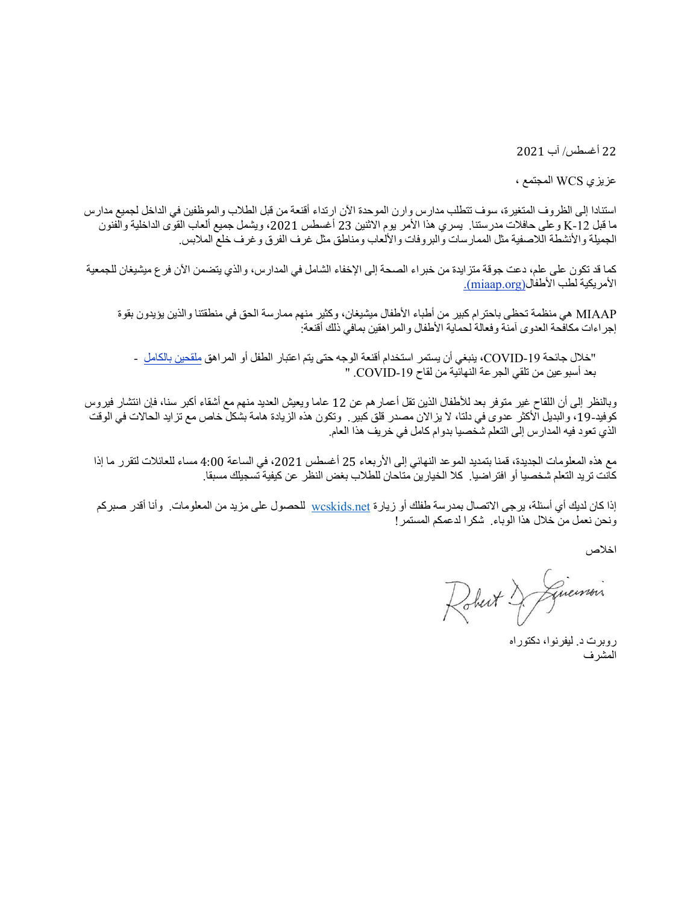22 أغسطس/ آب 2021

عزيزي WCS المجتمع ،

استنادا إلى الظروف المتغيرة، سوف تتطلب مدارس وارن الموحدة الآن ارتداء أقنعة من قبل الطلاب والموظفين في الداخل لجميع مدارس ما قبل K-12 وعلى حافلات مدرستنا. يسري هذا الأمر يوم الاثنين 23 أغسطس 2021، ويشمل جميع ألعاب القوى الداخلية والفنون الجميلة والأنشطة اللاصفية مثل الممارسات والبروفات والألعاب ومناطق مثل غرف الفرق وغرف خلع الملابس.

كما قد تكون على علم، دعت جوقة متزايدة من خبراء الصحة إلى الإخفاء الشامل في المدارس، والذي يتضمن الآن فرع ميشيغان للجمعية الأمريكية لطب الأطفال(miaap.org).

MIAAP هي منظمة تحظى باحترام كبير من أطباء الأطفال ميشيغان، وكثير منهم ممارسة الحق في منطقتنا والذين يؤيدون بقوة إجراءات مكافحة العدوى آمنة وفعالة لحماية الأطفال والمراهقين بمافي ذلك أقنعة:

> "خلال جائحة COVID-19، ينبغي أن يستمر استخدام أقنعة الوجه حتى يتم اعتبار الطفل أو المراهق ملقحين بالكامل - بعد أسبوعين من تلقي الجرعة النهائية من لقاح COVID-19. "

وبالنظر إلى أن اللقاح غير متوفر بعد للأطفال الذين تقل أعمارهم عن 12 عاما ويعيش العديد منهم مع أشقاء أكبر سنا، فإن انتشار فيروس كوفيد-19، والبديل الأكثر عدوى في دلتا، لا يزالان مصدر قلق كبير. وتكون هذه الزيادة هامة بشكل خاص مع تزايد الحالات في الوقت الذي تعود فيه المدارس إلى التعلم شخصيا بدوام كامل في خريف هذا العام.

مع هذه المعلومات الجديدة، قمنا بتمديد الموعد النهائي إلى الأربعاء 25 أغسطس 2021، في الساعة 4:00 مساء للعائلات لتقرر ما إذا كانت تريد التعلم شخصيا أو افتراضيا. كلا الخيارين متاحان للطلاب بغض النظر عن كيفية تسجيلك مسبقا.

إذا كان لديك أي أسئلة، يرجى الاتصال بمدرسة طفلك أو زيارة wcskids.net للحصول على مزيد من المعلومات. وأنا أقدر صبركم ونحن نعمل من خلال هذا الوباء. شكرا لدعمكم المستمر!

اخلاص

Robert D. Livernois

روبرت د. ليفرنوا، دكتوراه
المشرف